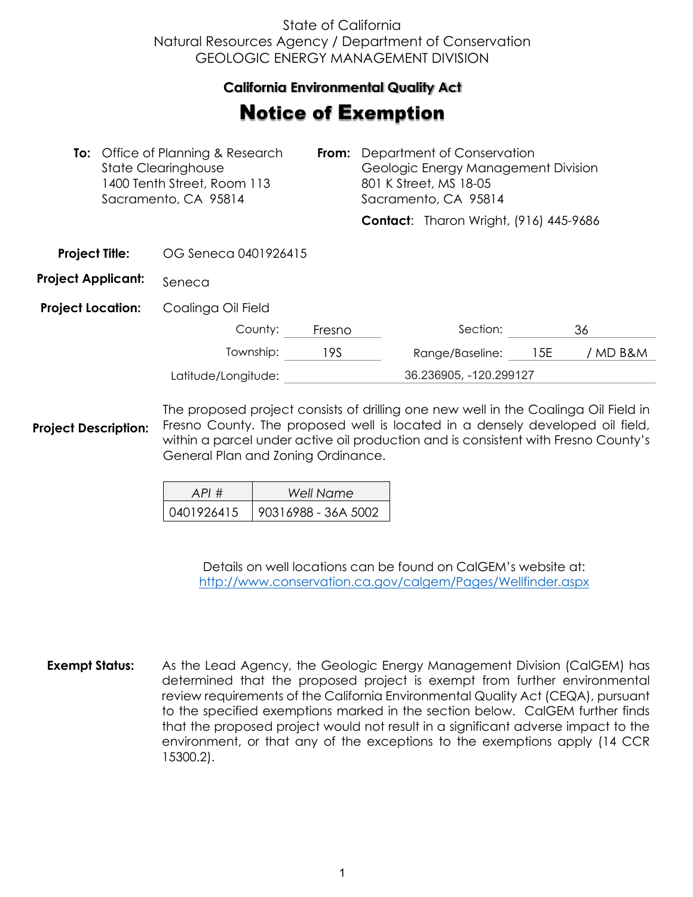State of California
Natural Resources Agency / Department of Conservation
GEOLOGIC ENERGY MANAGEMENT DIVISION

## California Environmental Quality Act

# Notice of Exemption

**To:** Office of Planning & Research
State Clearinghouse
1400 Tenth Street, Room 113
Sacramento, CA 95814

**From:** Department of Conservation
Geologic Energy Management Division
801 K Street, MS 18-05
Sacramento, CA 95814

**Contact**: Tharon Wright, (916) 445-9686

**Project Title:** OG Seneca 0401926415

**Project Applicant:** Seneca

**Project Location:** Coalinga Oil Field

County: Fresno
Section: 36
Township: 19S
Range/Baseline: 15E / MD B&M
Latitude/Longitude: 36.236905, -120.299127

**Project Description:** The proposed project consists of drilling one new well in the Coalinga Oil Field in Fresno County. The proposed well is located in a densely developed oil field, within a parcel under active oil production and is consistent with Fresno County's General Plan and Zoning Ordinance.

| *API #* | *Well Name* |
|---|---|
| 0401926415 | 90316988 - 36A 5002 |

Details on well locations can be found on CalGEM's website at:
http://www.conservation.ca.gov/calgem/Pages/Wellfinder.aspx

**Exempt Status:** As the Lead Agency, the Geologic Energy Management Division (CalGEM) has determined that the proposed project is exempt from further environmental review requirements of the California Environmental Quality Act (CEQA), pursuant to the specified exemptions marked in the section below. CalGEM further finds that the proposed project would not result in a significant adverse impact to the environment, or that any of the exceptions to the exemptions apply (14 CCR 15300.2).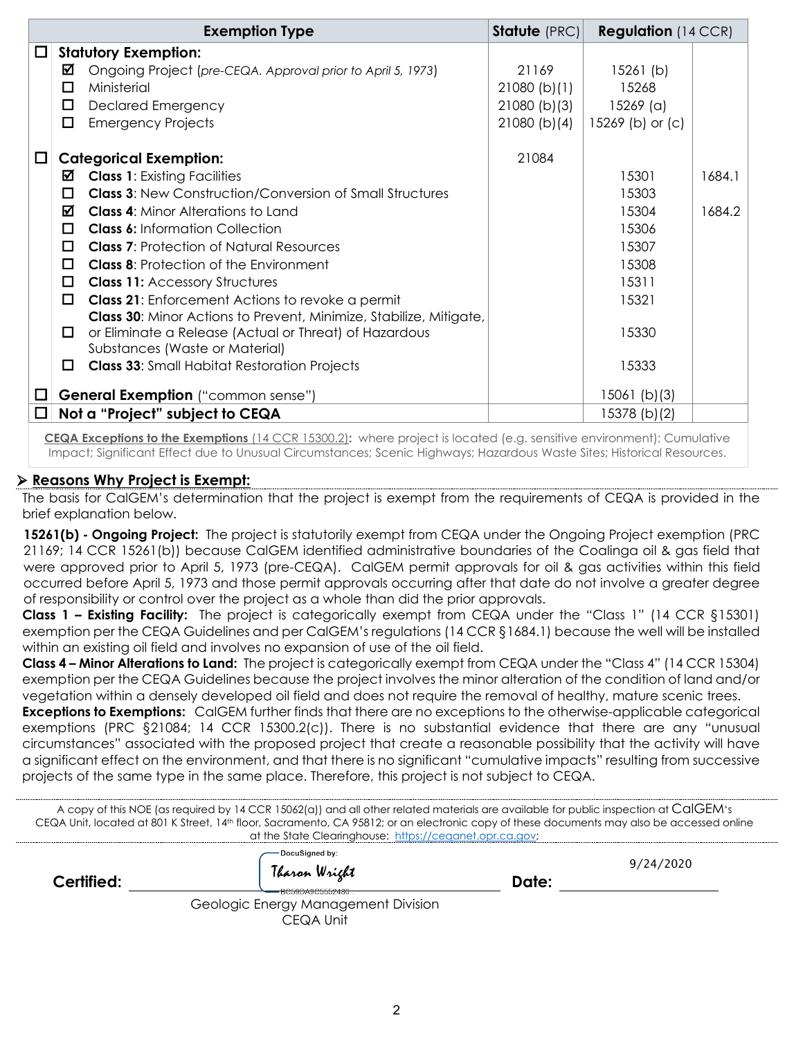| | Exemption Type | Statute (PRC) | Regulation (14 CCR) | |
|---|---|---|---|---|
| ☐ | **Statutory Exemption:** | | | |
| ☑ | Ongoing Project (*pre-CEQA. Approval prior to April 5, 1973*) | 21169 | 15261 (b) | |
| ☐ | Ministerial | 21080 (b)(1) | 15268 | |
| ☐ | Declared Emergency | 21080 (b)(3) | 15269 (a) | |
| ☐ | Emergency Projects | 21080 (b)(4) | 15269 (b) or (c) | |
| ☐ | **Categorical Exemption:** | 21084 | | |
| ☑ | **Class 1**: Existing Facilities | | 15301 | 1684.1 |
| ☐ | **Class 3**: New Construction/Conversion of Small Structures | | 15303 | |
| ☑ | **Class 4**: Minor Alterations to Land | | 15304 | 1684.2 |
| ☐ | **Class 6:** Information Collection | | 15306 | |
| ☐ | **Class 7**: Protection of Natural Resources | | 15307 | |
| ☐ | **Class 8**: Protection of the Environment | | 15308 | |
| ☐ | **Class 11:** Accessory Structures | | 15311 | |
| ☐ | **Class 21**: Enforcement Actions to revoke a permit | | 15321 | |
| ☐ | **Class 30**: Minor Actions to Prevent, Minimize, Stabilize, Mitigate, or Eliminate a Release (Actual or Threat) of Hazardous Substances (Waste or Material) | | 15330 | |
| ☐ | **Class 33**: Small Habitat Restoration Projects | | 15333 | |
| ☐ | **General Exemption** ("common sense") | | 15061 (b)(3) | |
| ☐ | **Not a "Project" subject to CEQA** | | 15378 (b)(2) | |

**CEQA Exceptions to the Exemptions** (14 CCR 15300.2)**:** where project is located (e.g. sensitive environment); Cumulative Impact; Significant Effect due to Unusual Circumstances; Scenic Highways; Hazardous Waste Sites; Historical Resources.

➢ **Reasons Why Project is Exempt:**

The basis for CalGEM's determination that the project is exempt from the requirements of CEQA is provided in the brief explanation below.

**15261(b) - Ongoing Project:** The project is statutorily exempt from CEQA under the Ongoing Project exemption (PRC 21169; 14 CCR 15261(b)) because CalGEM identified administrative boundaries of the Coalinga oil & gas field that were approved prior to April 5, 1973 (pre-CEQA). CalGEM permit approvals for oil & gas activities within this field occurred before April 5, 1973 and those permit approvals occurring after that date do not involve a greater degree of responsibility or control over the project as a whole than did the prior approvals.

**Class 1 – Existing Facility:** The project is categorically exempt from CEQA under the "Class 1" (14 CCR §15301) exemption per the CEQA Guidelines and per CalGEM's regulations (14 CCR §1684.1) because the well will be installed within an existing oil field and involves no expansion of use of the oil field.

**Class 4 – Minor Alterations to Land:** The project is categorically exempt from CEQA under the "Class 4" (14 CCR 15304) exemption per the CEQA Guidelines because the project involves the minor alteration of the condition of land and/or vegetation within a densely developed oil field and does not require the removal of healthy, mature scenic trees.

**Exceptions to Exemptions:** CalGEM further finds that there are no exceptions to the otherwise-applicable categorical exemptions (PRC §21084; 14 CCR 15300.2(c)). There is no substantial evidence that there are any "unusual circumstances" associated with the proposed project that create a reasonable possibility that the activity will have a significant effect on the environment, and that there is no significant "cumulative impacts" resulting from successive projects of the same type in the same place. Therefore, this project is not subject to CEQA.

A copy of this NOE (as required by 14 CCR 15062(a)) and all other related materials are available for public inspection at CalGEM's CEQA Unit, located at 801 K Street, 14th floor, Sacramento, CA 95812; or an electronic copy of these documents may also be accessed online at the State Clearinghouse: https://ceqanet.opr.ca.gov;

**Certified:** DocuSigned by: Tharon Wright BC59DA9C5552480... **Date:** 9/24/2020

Geologic Energy Management Division
CEQA Unit